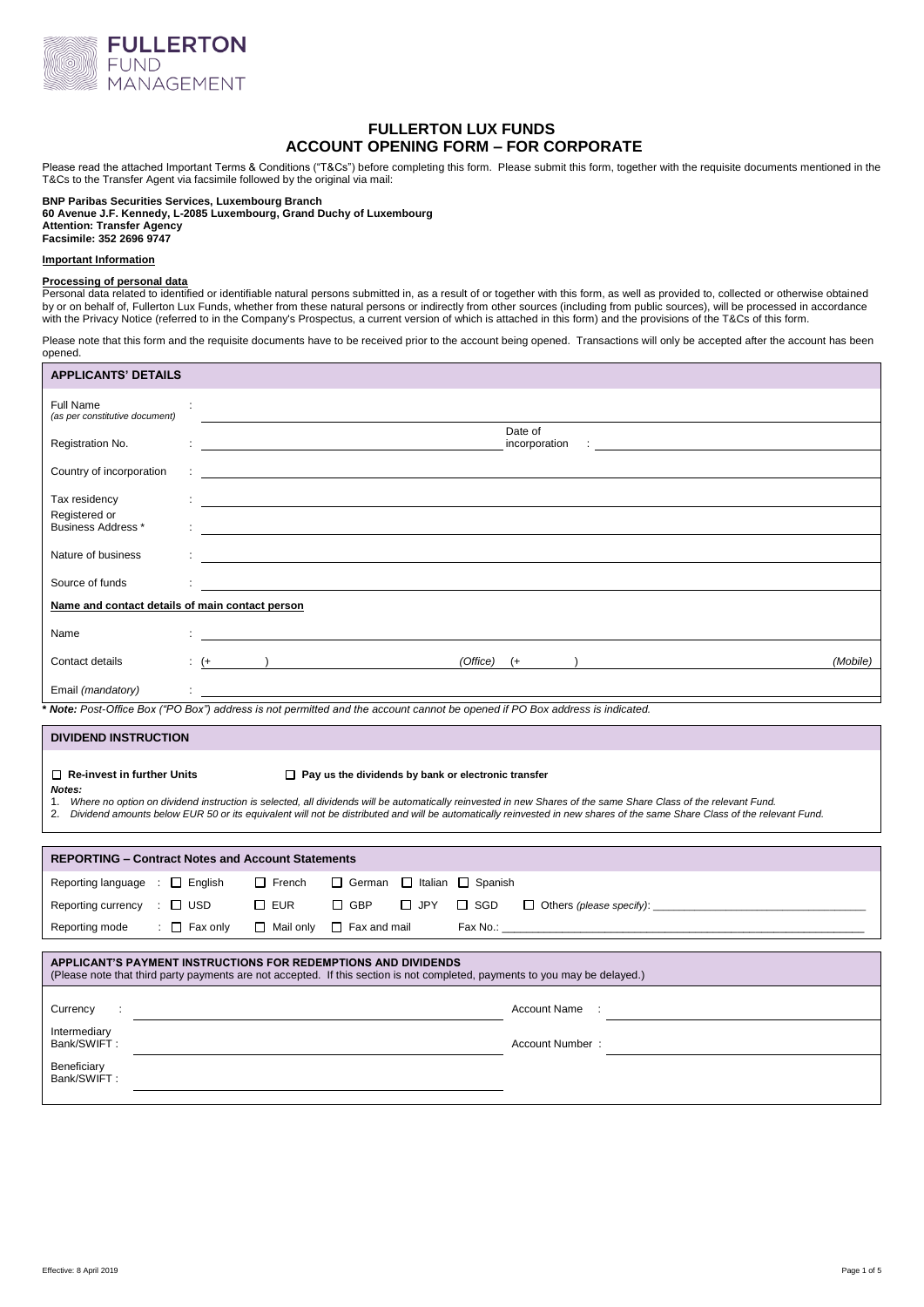FULLERTON FUND MANAGEMENT

# FULLERTON LUX FUNDS
# ACCOUNT OPENING FORM – FOR CORPORATE

Please read the attached Important Terms & Conditions ("T&Cs") before completing this form. Please submit this form, together with the requisite documents mentioned in the T&Cs to the Transfer Agent via facsimile followed by the original via mail:

**BNP Paribas Securities Services, Luxembourg Branch**
**60 Avenue J.F. Kennedy, L-2085 Luxembourg, Grand Duchy of Luxembourg**
**Attention: Transfer Agency**
**Facsimile: 352 2696 9747**

**Important Information**

**Processing of personal data**
Personal data related to identified or identifiable natural persons submitted in, as a result of or together with this form, as well as provided to, collected or otherwise obtained by or on behalf of, Fullerton Lux Funds, whether from these natural persons or indirectly from other sources (including from public sources), will be processed in accordance with the Privacy Notice (referred to in the Company's Prospectus, a current version of which is attached in this form) and the provisions of the T&Cs of this form.

Please note that this form and the requisite documents have to be received prior to the account being opened. Transactions will only be accepted after the account has been opened.

## APPLICANTS' DETAILS

Full Name *(as per constitutive document)* : ____________________

Registration No. : ____________________ Date of incorporation : ____________________

Country of incorporation : ____________________

Tax residency : ____________________

Registered or Business Address * : ____________________

Nature of business : ____________________

Source of funds : ____________________

**Name and contact details of main contact person**

Name : ____________________

Contact details : (+ ) ____________ *(Office)* (+ ) ____________ *(Mobile)*

Email *(mandatory)* : ____________________

***\* Note:*** *Post-Office Box ("PO Box") address is not permitted and the account cannot be opened if PO Box address is indicated.*

## DIVIDEND INSTRUCTION

☐ **Re-invest in further Units** ☐ **Pay us the dividends by bank or electronic transfer**

***Notes:***
1. *Where no option on dividend instruction is selected, all dividends will be automatically reinvested in new Shares of the same Share Class of the relevant Fund.*
2. *Dividend amounts below EUR 50 or its equivalent will not be distributed and will be automatically reinvested in new shares of the same Share Class of the relevant Fund.*

## REPORTING – Contract Notes and Account Statements

Reporting language : ☐ English ☐ French ☐ German ☐ Italian ☐ Spanish

Reporting currency : ☐ USD ☐ EUR ☐ GBP ☐ JPY ☐ SGD ☐ Others *(please specify)*: ____________________

Reporting mode : ☐ Fax only ☐ Mail only ☐ Fax and mail Fax No.: ____________________

## APPLICANT'S PAYMENT INSTRUCTIONS FOR REDEMPTIONS AND DIVIDENDS

(Please note that third party payments are not accepted. If this section is not completed, payments to you may be delayed.)

Currency : ____________________ Account Name : ____________________

Intermediary Bank/SWIFT : ____________________ Account Number : ____________________

Beneficiary Bank/SWIFT : ____________________

Effective: 8 April 2019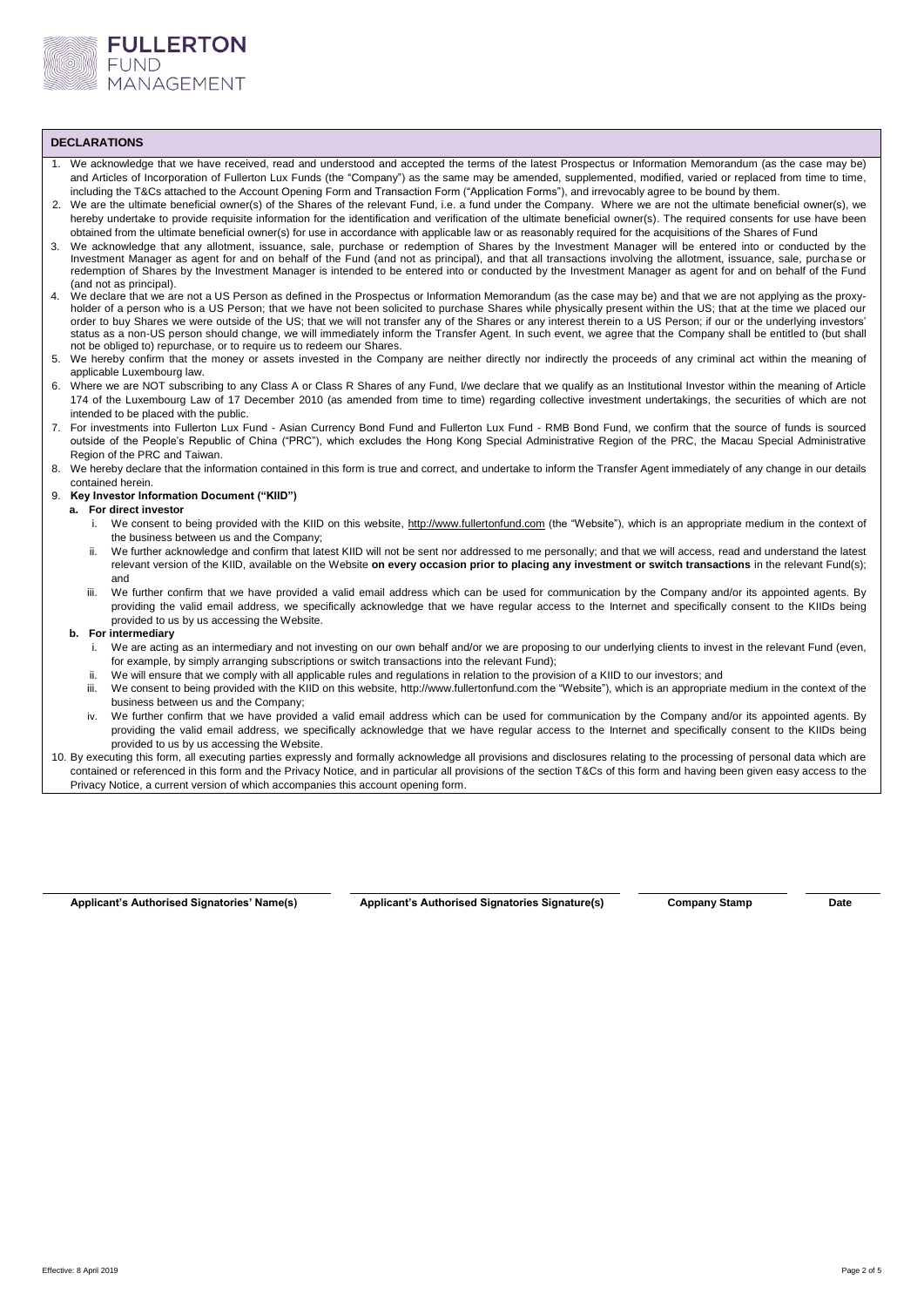## DECLARATIONS

1. We acknowledge that we have received, read and understood and accepted the terms of the latest Prospectus or Information Memorandum (as the case may be) and Articles of Incorporation of Fullerton Lux Funds (the "Company") as the same may be amended, supplemented, modified, varied or replaced from time to time, including the T&Cs attached to the Account Opening Form and Transaction Form ("Application Forms"), and irrevocably agree to be bound by them.
2. We are the ultimate beneficial owner(s) of the Shares of the relevant Fund, i.e. a fund under the Company. Where we are not the ultimate beneficial owner(s), we hereby undertake to provide requisite information for the identification and verification of the ultimate beneficial owner(s). The required consents for use have been obtained from the ultimate beneficial owner(s) for use in accordance with applicable law or as reasonably required for the acquisitions of the Shares of Fund
3. We acknowledge that any allotment, issuance, sale, purchase or redemption of Shares by the Investment Manager will be entered into or conducted by the Investment Manager as agent for and on behalf of the Fund (and not as principal), and that all transactions involving the allotment, issuance, sale, purchase or redemption of Shares by the Investment Manager is intended to be entered into or conducted by the Investment Manager as agent for and on behalf of the Fund (and not as principal).
4. We declare that we are not a US Person as defined in the Prospectus or Information Memorandum (as the case may be) and that we are not applying as the proxy-holder of a person who is a US Person; that we have not been solicited to purchase Shares while physically present within the US; that at the time we placed our order to buy Shares we were outside of the US; that we will not transfer any of the Shares or any interest therein to a US Person; if our or the underlying investors' status as a non-US person should change, we will immediately inform the Transfer Agent. In such event, we agree that the Company shall be entitled to (but shall not be obliged to) repurchase, or to require us to redeem our Shares.
5. We hereby confirm that the money or assets invested in the Company are neither directly nor indirectly the proceeds of any criminal act within the meaning of applicable Luxembourg law.
6. Where we are NOT subscribing to any Class A or Class R Shares of any Fund, I/we declare that we qualify as an Institutional Investor within the meaning of Article 174 of the Luxembourg Law of 17 December 2010 (as amended from time to time) regarding collective investment undertakings, the securities of which are not intended to be placed with the public.
7. For investments into Fullerton Lux Fund - Asian Currency Bond Fund and Fullerton Lux Fund - RMB Bond Fund, we confirm that the source of funds is sourced outside of the People's Republic of China ("PRC"), which excludes the Hong Kong Special Administrative Region of the PRC, the Macau Special Administrative Region of the PRC and Taiwan.
8. We hereby declare that the information contained in this form is true and correct, and undertake to inform the Transfer Agent immediately of any change in our details contained herein.
9. **Key Investor Information Document ("KIID")**
   - **a. For direct investor**
     - i. We consent to being provided with the KIID on this website, http://www.fullertonfund.com (the "Website"), which is an appropriate medium in the context of the business between us and the Company;
     - ii. We further acknowledge and confirm that latest KIID will not be sent nor addressed to me personally; and that we will access, read and understand the latest relevant version of the KIID, available on the Website **on every occasion prior to placing any investment or switch transactions** in the relevant Fund(s); and
     - iii. We further confirm that we have provided a valid email address which can be used for communication by the Company and/or its appointed agents. By providing the valid email address, we specifically acknowledge that we have regular access to the Internet and specifically consent to the KIIDs being provided to us by us accessing the Website.
   - **b. For intermediary**
     - i. We are acting as an intermediary and not investing on our own behalf and/or we are proposing to our underlying clients to invest in the relevant Fund (even, for example, by simply arranging subscriptions or switch transactions into the relevant Fund);
     - ii. We will ensure that we comply with all applicable rules and regulations in relation to the provision of a KIID to our investors; and
     - iii. We consent to being provided with the KIID on this website, http://www.fullertonfund.com the "Website"), which is an appropriate medium in the context of the business between us and the Company;
     - iv. We further confirm that we have provided a valid email address which can be used for communication by the Company and/or its appointed agents. By providing the valid email address, we specifically acknowledge that we have regular access to the Internet and specifically consent to the KIIDs being provided to us by us accessing the Website.
10. By executing this form, all executing parties expressly and formally acknowledge all provisions and disclosures relating to the processing of personal data which are contained or referenced in this form and the Privacy Notice, and in particular all provisions of the section T&Cs of this form and having been given easy access to the Privacy Notice, a current version of which accompanies this account opening form.

| Applicant's Authorised Signatories' Name(s) | Applicant's Authorised Signatories Signature(s) | Company Stamp | Date |
|---|---|---|---|
| | | | |

Effective: 8 April 2019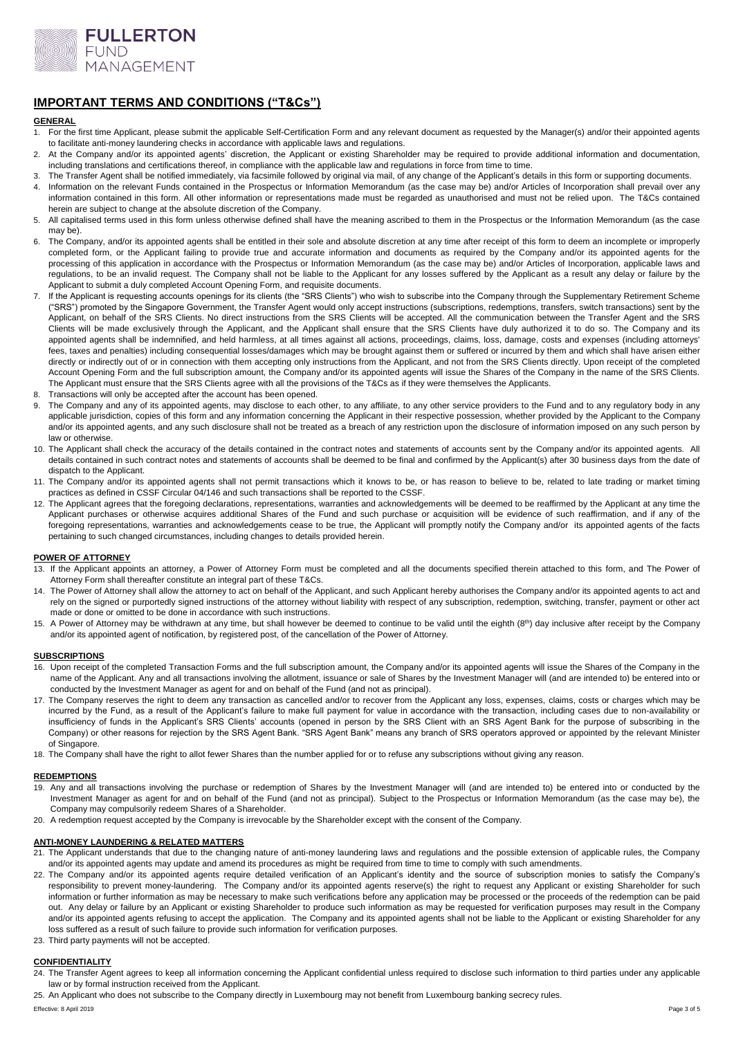# IMPORTANT TERMS AND CONDITIONS ("T&Cs")

**GENERAL**

1. For the first time Applicant, please submit the applicable Self-Certification Form and any relevant document as requested by the Manager(s) and/or their appointed agents to facilitate anti-money laundering checks in accordance with applicable laws and regulations.
2. At the Company and/or its appointed agents' discretion, the Applicant or existing Shareholder may be required to provide additional information and documentation, including translations and certifications thereof, in compliance with the applicable law and regulations in force from time to time.
3. The Transfer Agent shall be notified immediately, via facsimile followed by original via mail, of any change of the Applicant's details in this form or supporting documents.
4. Information on the relevant Funds contained in the Prospectus or Information Memorandum (as the case may be) and/or Articles of Incorporation shall prevail over any information contained in this form. All other information or representations made must be regarded as unauthorised and must not be relied upon. The T&Cs contained herein are subject to change at the absolute discretion of the Company.
5. All capitalised terms used in this form unless otherwise defined shall have the meaning ascribed to them in the Prospectus or the Information Memorandum (as the case may be).
6. The Company, and/or its appointed agents shall be entitled in their sole and absolute discretion at any time after receipt of this form to deem an incomplete or improperly completed form, or the Applicant failing to provide true and accurate information and documents as required by the Company and/or its appointed agents for the processing of this application in accordance with the Prospectus or Information Memorandum (as the case may be) and/or Articles of Incorporation, applicable laws and regulations, to be an invalid request. The Company shall not be liable to the Applicant for any losses suffered by the Applicant as a result any delay or failure by the Applicant to submit a duly completed Account Opening Form, and requisite documents.
7. If the Applicant is requesting accounts openings for its clients (the "SRS Clients") who wish to subscribe into the Company through the Supplementary Retirement Scheme ("SRS") promoted by the Singapore Government, the Transfer Agent would only accept instructions (subscriptions, redemptions, transfers, switch transactions) sent by the Applicant, on behalf of the SRS Clients. No direct instructions from the SRS Clients will be accepted. All the communication between the Transfer Agent and the SRS Clients will be made exclusively through the Applicant, and the Applicant shall ensure that the SRS Clients have duly authorized it to do so. The Company and its appointed agents shall be indemnified, and held harmless, at all times against all actions, proceedings, claims, loss, damage, costs and expenses (including attorneys' fees, taxes and penalties) including consequential losses/damages which may be brought against them or suffered or incurred by them and which shall have arisen either directly or indirectly out of or in connection with them accepting only instructions from the Applicant, and not from the SRS Clients directly. Upon receipt of the completed Account Opening Form and the full subscription amount, the Company and/or its appointed agents will issue the Shares of the Company in the name of the SRS Clients. The Applicant must ensure that the SRS Clients agree with all the provisions of the T&Cs as if they were themselves the Applicants.
8. Transactions will only be accepted after the account has been opened.
9. The Company and any of its appointed agents, may disclose to each other, to any affiliate, to any other service providers to the Fund and to any regulatory body in any applicable jurisdiction, copies of this form and any information concerning the Applicant in their respective possession, whether provided by the Applicant to the Company and/or its appointed agents, and any such disclosure shall not be treated as a breach of any restriction upon the disclosure of information imposed on any such person by law or otherwise.
10. The Applicant shall check the accuracy of the details contained in the contract notes and statements of accounts sent by the Company and/or its appointed agents. All details contained in such contract notes and statements of accounts shall be deemed to be final and confirmed by the Applicant(s) after 30 business days from the date of dispatch to the Applicant.
11. The Company and/or its appointed agents shall not permit transactions which it knows to be, or has reason to believe to be, related to late trading or market timing practices as defined in CSSF Circular 04/146 and such transactions shall be reported to the CSSF.
12. The Applicant agrees that the foregoing declarations, representations, warranties and acknowledgements will be deemed to be reaffirmed by the Applicant at any time the Applicant purchases or otherwise acquires additional Shares of the Fund and such purchase or acquisition will be evidence of such reaffirmation, and if any of the foregoing representations, warranties and acknowledgements cease to be true, the Applicant will promptly notify the Company and/or its appointed agents of the facts pertaining to such changed circumstances, including changes to details provided herein.

**POWER OF ATTORNEY**

13. If the Applicant appoints an attorney, a Power of Attorney Form must be completed and all the documents specified therein attached to this form, and The Power of Attorney Form shall thereafter constitute an integral part of these T&Cs.
14. The Power of Attorney shall allow the attorney to act on behalf of the Applicant, and such Applicant hereby authorises the Company and/or its appointed agents to act and rely on the signed or purportedly signed instructions of the attorney without liability with respect of any subscription, redemption, switching, transfer, payment or other act made or done or omitted to be done in accordance with such instructions.
15. A Power of Attorney may be withdrawn at any time, but shall however be deemed to continue to be valid until the eighth (8th) day inclusive after receipt by the Company and/or its appointed agent of notification, by registered post, of the cancellation of the Power of Attorney.

**SUBSCRIPTIONS**

16. Upon receipt of the completed Transaction Forms and the full subscription amount, the Company and/or its appointed agents will issue the Shares of the Company in the name of the Applicant. Any and all transactions involving the allotment, issuance or sale of Shares by the Investment Manager will (and are intended to) be entered into or conducted by the Investment Manager as agent for and on behalf of the Fund (and not as principal).
17. The Company reserves the right to deem any transaction as cancelled and/or to recover from the Applicant any loss, expenses, claims, costs or charges which may be incurred by the Fund, as a result of the Applicant's failure to make full payment for value in accordance with the transaction, including cases due to non-availability or insufficiency of funds in the Applicant's SRS Clients' accounts (opened in person by the SRS Client with an SRS Agent Bank for the purpose of subscribing in the Company) or other reasons for rejection by the SRS Agent Bank. "SRS Agent Bank" means any branch of SRS operators approved or appointed by the relevant Minister of Singapore.
18. The Company shall have the right to allot fewer Shares than the number applied for or to refuse any subscriptions without giving any reason.

**REDEMPTIONS**

19. Any and all transactions involving the purchase or redemption of Shares by the Investment Manager will (and are intended to) be entered into or conducted by the Investment Manager as agent for and on behalf of the Fund (and not as principal). Subject to the Prospectus or Information Memorandum (as the case may be), the Company may compulsorily redeem Shares of a Shareholder.
20. A redemption request accepted by the Company is irrevocable by the Shareholder except with the consent of the Company.

**ANTI-MONEY LAUNDERING & RELATED MATTERS**

21. The Applicant understands that due to the changing nature of anti-money laundering laws and regulations and the possible extension of applicable rules, the Company and/or its appointed agents may update and amend its procedures as might be required from time to time to comply with such amendments.
22. The Company and/or its appointed agents require detailed verification of an Applicant's identity and the source of subscription monies to satisfy the Company's responsibility to prevent money-laundering. The Company and/or its appointed agents reserve(s) the right to request any Applicant or existing Shareholder for such information or further information as may be necessary to make such verifications before any application may be processed or the proceeds of the redemption can be paid out. Any delay or failure by an Applicant or existing Shareholder to produce such information as may be requested for verification purposes may result in the Company and/or its appointed agents refusing to accept the application. The Company and its appointed agents shall not be liable to the Applicant or existing Shareholder for any loss suffered as a result of such failure to provide such information for verification purposes.
23. Third party payments will not be accepted.

**CONFIDENTIALITY**

24. The Transfer Agent agrees to keep all information concerning the Applicant confidential unless required to disclose such information to third parties under any applicable law or by formal instruction received from the Applicant.
25. An Applicant who does not subscribe to the Company directly in Luxembourg may not benefit from Luxembourg banking secrecy rules.

Effective: 8 April 2019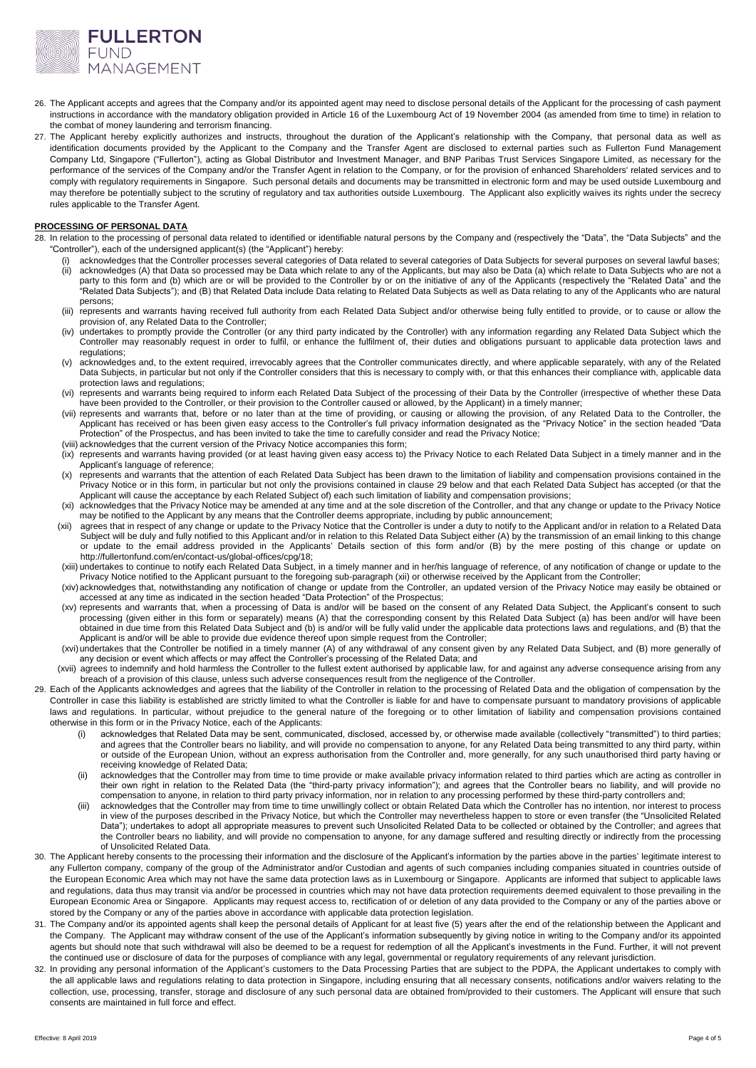26. The Applicant accepts and agrees that the Company and/or its appointed agent may need to disclose personal details of the Applicant for the processing of cash payment instructions in accordance with the mandatory obligation provided in Article 16 of the Luxembourg Act of 19 November 2004 (as amended from time to time) in relation to the combat of money laundering and terrorism financing.
27. The Applicant hereby explicitly authorizes and instructs, throughout the duration of the Applicant's relationship with the Company, that personal data as well as identification documents provided by the Applicant to the Company and the Transfer Agent are disclosed to external parties such as Fullerton Fund Management Company Ltd, Singapore ("Fullerton"), acting as Global Distributor and Investment Manager, and BNP Paribas Trust Services Singapore Limited, as necessary for the performance of the services of the Company and/or the Transfer Agent in relation to the Company, or for the provision of enhanced Shareholders' related services and to comply with regulatory requirements in Singapore. Such personal data and documents may be transmitted in electronic form and may be used outside Luxembourg and may therefore be potentially subject to the scrutiny of regulatory and tax authorities outside Luxembourg. The Applicant also explicitly waives its rights under the secrecy rules applicable to the Transfer Agent.

**PROCESSING OF PERSONAL DATA**

28. In relation to the processing of personal data related to identified or identifiable natural persons by the Company and (respectively the "Data", the "Data Subjects" and the "Controller"), each of the undersigned applicant(s) (the "Applicant") hereby:
    (i) acknowledges that the Controller processes several categories of Data related to several categories of Data Subjects for several purposes on several lawful bases;
    (ii) acknowledges (A) that Data so processed may be Data which relate to any of the Applicants, but may also be Data (a) which relate to Data Subjects who are not a party to this form and (b) which are or will be provided to the Controller by or on the initiative of any of the Applicants (respectively the "Related Data" and the "Related Data Subjects"); and (B) that Related Data include Data relating to Related Data Subjects as well as Data relating to any of the Applicants who are natural persons;
    (iii) represents and warrants having received full authority from each Related Data Subject and/or otherwise being fully entitled to provide, or to cause or allow the provision of, any Related Data to the Controller;
    (iv) undertakes to promptly provide the Controller (or any third party indicated by the Controller) with any information regarding any Related Data Subject which the Controller may reasonably request in order to fulfil, or enhance the fulfilment of, their duties and obligations pursuant to applicable data protection laws and regulations;
    (v) acknowledges and, to the extent required, irrevocably agrees that the Controller communicates directly, and where applicable separately, with any of the Related Data Subjects, in particular but not only if the Controller considers that this is necessary to comply with, or that this enhances their compliance with, applicable data protection laws and regulations;
    (vi) represents and warrants being required to inform each Related Data Subject of the processing of their Data by the Controller (irrespective of whether these Data have been provided to the Controller, or their provision to the Controller caused or allowed, by the Applicant) in a timely manner;
    (vii) represents and warrants that, before or no later than at the time of providing, or causing or allowing the provision of, any Related Data to the Controller, the Applicant has received or has been given easy access to the Controller's full privacy information designated as the "Privacy Notice" in the section headed "Data Protection" of the Prospectus, and has been invited to take the time to carefully consider and read the Privacy Notice;
    (viii) acknowledges that the current version of the Privacy Notice accompanies this form;
    (ix) represents and warrants having provided (or at least having given easy access to) the Privacy Notice to each Related Data Subject in a timely manner and in the Applicant's language of reference;
    (x) represents and warrants that the attention of each Related Data Subject has been drawn to the limitation of liability and compensation provisions contained in the Privacy Notice or in this form, in particular but not only the provisions contained in clause 29 below and that each Related Data Subject has accepted (or that the Applicant will cause the acceptance by each Related Subject of) each such limitation of liability and compensation provisions;
    (xi) acknowledges that the Privacy Notice may be amended at any time and at the sole discretion of the Controller, and that any change or update to the Privacy Notice may be notified to the Applicant by any means that the Controller deems appropriate, including by public announcement;
    (xii) agrees that in respect of any change or update to the Privacy Notice that the Controller is under a duty to notify to the Applicant and/or in relation to a Related Data Subject will be duly and fully notified to this Applicant and/or in relation to this Related Data Subject either (A) by the transmission of an email linking to this change or update to the email address provided in the Applicants' Details section of this form and/or (B) by the mere posting of this change or update on http://fullertonfund.com/en/contact-us/global-offices/cpg/18;
    (xiii) undertakes to continue to notify each Related Data Subject, in a timely manner and in her/his language of reference, of any notification of change or update to the Privacy Notice notified to the Applicant pursuant to the foregoing sub-paragraph (xii) or otherwise received by the Applicant from the Controller;
    (xiv) acknowledges that, notwithstanding any notification of change or update from the Controller, an updated version of the Privacy Notice may easily be obtained or accessed at any time as indicated in the section headed "Data Protection" of the Prospectus;
    (xv) represents and warrants that, when a processing of Data is and/or will be based on the consent of any Related Data Subject, the Applicant's consent to such processing (given either in this form or separately) means (A) that the corresponding consent by this Related Data Subject (a) has been and/or will have been obtained in due time from this Related Data Subject and (b) is and/or will be fully valid under the applicable data protections laws and regulations, and (B) that the Applicant is and/or will be able to provide due evidence thereof upon simple request from the Controller;
    (xvi) undertakes that the Controller be notified in a timely manner (A) of any withdrawal of any consent given by any Related Data Subject, and (B) more generally of any decision or event which affects or may affect the Controller's processing of the Related Data; and
    (xvii) agrees to indemnify and hold harmless the Controller to the fullest extent authorised by applicable law, for and against any adverse consequence arising from any breach of a provision of this clause, unless such adverse consequences result from the negligence of the Controller.
29. Each of the Applicants acknowledges and agrees that the liability of the Controller in relation to the processing of Related Data and the obligation of compensation by the Controller in case this liability is established are strictly limited to what the Controller is liable for and have to compensate pursuant to mandatory provisions of applicable laws and regulations. In particular, without prejudice to the general nature of the foregoing or to other limitation of liability and compensation provisions contained otherwise in this form or in the Privacy Notice, each of the Applicants:
    (i) acknowledges that Related Data may be sent, communicated, disclosed, accessed by, or otherwise made available (collectively "transmitted") to third parties; and agrees that the Controller bears no liability, and will provide no compensation to anyone, for any Related Data being transmitted to any third party, within or outside of the European Union, without an express authorisation from the Controller and, more generally, for any such unauthorised third party having or receiving knowledge of Related Data;
    (ii) acknowledges that the Controller may from time to time provide or make available privacy information related to third parties which are acting as controller in their own right in relation to the Related Data (the "third-party privacy information"); and agrees that the Controller bears no liability, and will provide no compensation to anyone, in relation to third party privacy information, nor in relation to any processing performed by these third-party controllers and;
    (iii) acknowledges that the Controller may from time to time unwillingly collect or obtain Related Data which the Controller has no intention, nor interest to process in view of the purposes described in the Privacy Notice, but which the Controller may nevertheless happen to store or even transfer (the "Unsolicited Related Data"); undertakes to adopt all appropriate measures to prevent such Unsolicited Related Data to be collected or obtained by the Controller; and agrees that the Controller bears no liability, and will provide no compensation to anyone, for any damage suffered and resulting directly or indirectly from the processing of Unsolicited Related Data.
30. The Applicant hereby consents to the processing their information and the disclosure of the Applicant's information by the parties above in the parties' legitimate interest to any Fullerton company, company of the group of the Administrator and/or Custodian and agents of such companies including companies situated in countries outside of the European Economic Area which may not have the same data protection laws as in Luxembourg or Singapore. Applicants are informed that subject to applicable laws and regulations, data thus may transit via and/or be processed in countries which may not have data protection requirements deemed equivalent to those prevailing in the European Economic Area or Singapore. Applicants may request access to, rectification of or deletion of any data provided to the Company or any of the parties above or stored by the Company or any of the parties above in accordance with applicable data protection legislation.
31. The Company and/or its appointed agents shall keep the personal details of Applicant for at least five (5) years after the end of the relationship between the Applicant and the Company. The Applicant may withdraw consent of the use of the Applicant's information subsequently by giving notice in writing to the Company and/or its appointed agents but should note that such withdrawal will also be deemed to be a request for redemption of all the Applicant's investments in the Fund. Further, it will not prevent the continued use or disclosure of data for the purposes of compliance with any legal, governmental or regulatory requirements of any relevant jurisdiction.
32. In providing any personal information of the Applicant's customers to the Data Processing Parties that are subject to the PDPA, the Applicant undertakes to comply with the all applicable laws and regulations relating to data protection in Singapore, including ensuring that all necessary consents, notifications and/or waivers relating to the collection, use, processing, transfer, storage and disclosure of any such personal data are obtained from/provided to their customers. The Applicant will ensure that such consents are maintained in full force and effect.

Effective: 8 April 2019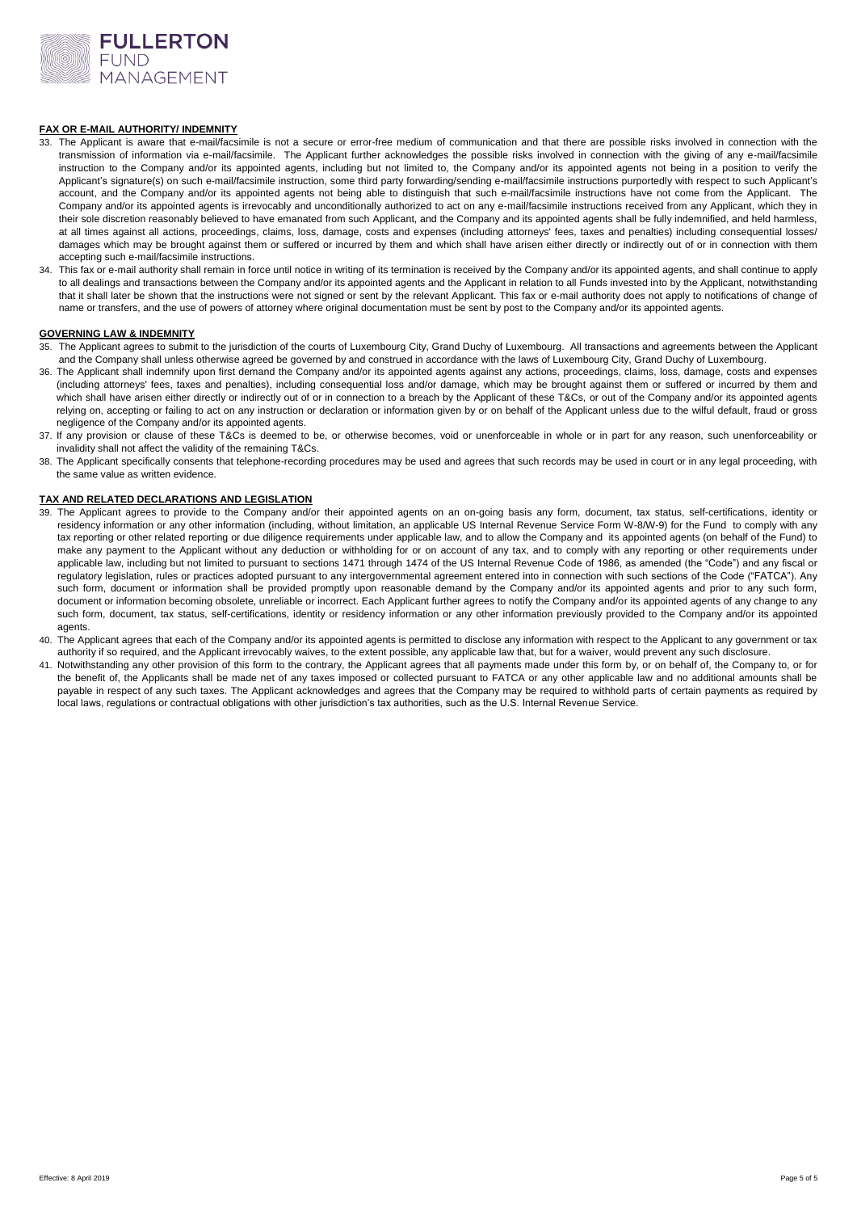**FAX OR E-MAIL AUTHORITY/ INDEMNITY**

33. The Applicant is aware that e-mail/facsimile is not a secure or error-free medium of communication and that there are possible risks involved in connection with the transmission of information via e-mail/facsimile. The Applicant further acknowledges the possible risks involved in connection with the giving of any e-mail/facsimile instruction to the Company and/or its appointed agents, including but not limited to, the Company and/or its appointed agents not being in a position to verify the Applicant's signature(s) on such e-mail/facsimile instruction, some third party forwarding/sending e-mail/facsimile instructions purportedly with respect to such Applicant's account, and the Company and/or its appointed agents not being able to distinguish that such e-mail/facsimile instructions have not come from the Applicant. The Company and/or its appointed agents is irrevocably and unconditionally authorized to act on any e-mail/facsimile instructions received from any Applicant, which they in their sole discretion reasonably believed to have emanated from such Applicant, and the Company and its appointed agents shall be fully indemnified, and held harmless, at all times against all actions, proceedings, claims, loss, damage, costs and expenses (including attorneys' fees, taxes and penalties) including consequential losses/ damages which may be brought against them or suffered or incurred by them and which shall have arisen either directly or indirectly out of or in connection with them accepting such e-mail/facsimile instructions.
34. This fax or e-mail authority shall remain in force until notice in writing of its termination is received by the Company and/or its appointed agents, and shall continue to apply to all dealings and transactions between the Company and/or its appointed agents and the Applicant in relation to all Funds invested into by the Applicant, notwithstanding that it shall later be shown that the instructions were not signed or sent by the relevant Applicant. This fax or e-mail authority does not apply to notifications of change of name or transfers, and the use of powers of attorney where original documentation must be sent by post to the Company and/or its appointed agents.

**GOVERNING LAW & INDEMNITY**

35. The Applicant agrees to submit to the jurisdiction of the courts of Luxembourg City, Grand Duchy of Luxembourg. All transactions and agreements between the Applicant and the Company shall unless otherwise agreed be governed by and construed in accordance with the laws of Luxembourg City, Grand Duchy of Luxembourg.
36. The Applicant shall indemnify upon first demand the Company and/or its appointed agents against any actions, proceedings, claims, loss, damage, costs and expenses (including attorneys' fees, taxes and penalties), including consequential loss and/or damage, which may be brought against them or suffered or incurred by them and which shall have arisen either directly or indirectly out of or in connection to a breach by the Applicant of these T&Cs, or out of the Company and/or its appointed agents relying on, accepting or failing to act on any instruction or declaration or information given by or on behalf of the Applicant unless due to the wilful default, fraud or gross negligence of the Company and/or its appointed agents.
37. If any provision or clause of these T&Cs is deemed to be, or otherwise becomes, void or unenforceable in whole or in part for any reason, such unenforceability or invalidity shall not affect the validity of the remaining T&Cs.
38. The Applicant specifically consents that telephone-recording procedures may be used and agrees that such records may be used in court or in any legal proceeding, with the same value as written evidence.

**TAX AND RELATED DECLARATIONS AND LEGISLATION**

39. The Applicant agrees to provide to the Company and/or their appointed agents on an on-going basis any form, document, tax status, self-certifications, identity or residency information or any other information (including, without limitation, an applicable US Internal Revenue Service Form W-8/W-9) for the Fund to comply with any tax reporting or other related reporting or due diligence requirements under applicable law, and to allow the Company and its appointed agents (on behalf of the Fund) to make any payment to the Applicant without any deduction or withholding for or on account of any tax, and to comply with any reporting or other requirements under applicable law, including but not limited to pursuant to sections 1471 through 1474 of the US Internal Revenue Code of 1986, as amended (the "Code") and any fiscal or regulatory legislation, rules or practices adopted pursuant to any intergovernmental agreement entered into in connection with such sections of the Code ("FATCA"). Any such form, document or information shall be provided promptly upon reasonable demand by the Company and/or its appointed agents and prior to any such form, document or information becoming obsolete, unreliable or incorrect. Each Applicant further agrees to notify the Company and/or its appointed agents of any change to any such form, document, tax status, self-certifications, identity or residency information or any other information previously provided to the Company and/or its appointed agents.
40. The Applicant agrees that each of the Company and/or its appointed agents is permitted to disclose any information with respect to the Applicant to any government or tax authority if so required, and the Applicant irrevocably waives, to the extent possible, any applicable law that, but for a waiver, would prevent any such disclosure.
41. Notwithstanding any other provision of this form to the contrary, the Applicant agrees that all payments made under this form by, or on behalf of, the Company to, or for the benefit of, the Applicants shall be made net of any taxes imposed or collected pursuant to FATCA or any other applicable law and no additional amounts shall be payable in respect of any such taxes. The Applicant acknowledges and agrees that the Company may be required to withhold parts of certain payments as required by local laws, regulations or contractual obligations with other jurisdiction's tax authorities, such as the U.S. Internal Revenue Service.

Effective: 8 April 2019